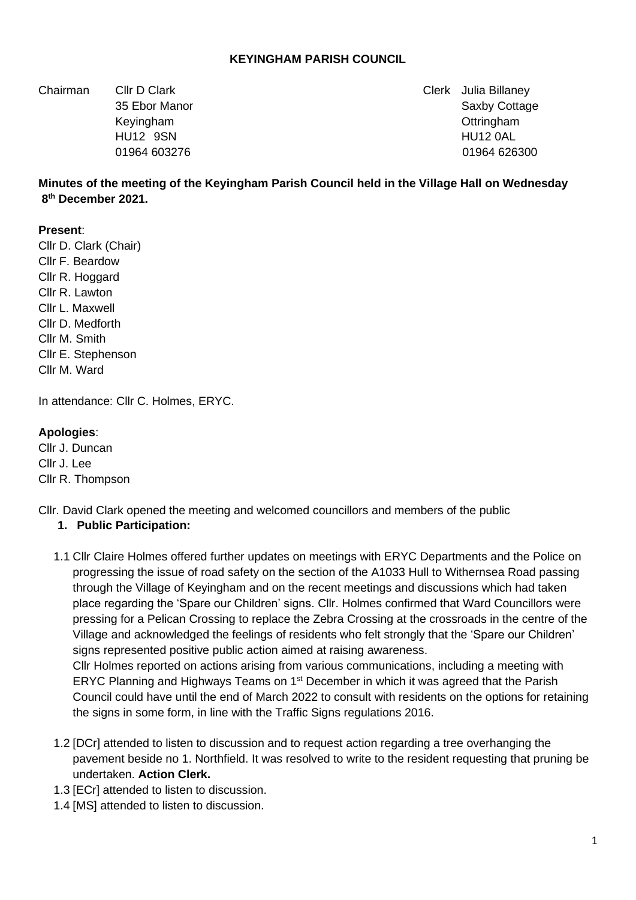**KEYINGHAM PARISH COUNCIL**

| Chairman | Cllr D Clark | Clerk | Julia Billaney |
|---|---|---|---|
| | 35 Ebor Manor | | Saxby Cottage |
| | Keyingham | | Ottringham |
| | HU12 9SN | | HU12 0AL |
| | 01964 603276 | | 01964 626300 |

**Minutes of the meeting of the Keyingham Parish Council held in the Village Hall on Wednesday 8th December 2021.**

**Present**:
Cllr D. Clark (Chair)
Cllr F. Beardow
Cllr R. Hoggard
Cllr R. Lawton
Cllr L. Maxwell
Cllr D. Medforth
Cllr M. Smith
Cllr E. Stephenson
Cllr M. Ward

In attendance: Cllr C. Holmes, ERYC.

**Apologies**:
Cllr J. Duncan
Cllr J. Lee
Cllr R. Thompson

Cllr. David Clark opened the meeting and welcomed councillors and members of the public

1. **Public Participation:**

1.1 Cllr Claire Holmes offered further updates on meetings with ERYC Departments and the Police on progressing the issue of road safety on the section of the A1033 Hull to Withernsea Road passing through the Village of Keyingham and on the recent meetings and discussions which had taken place regarding the 'Spare our Children' signs. Cllr. Holmes confirmed that Ward Councillors were pressing for a Pelican Crossing to replace the Zebra Crossing at the crossroads in the centre of the Village and acknowledged the feelings of residents who felt strongly that the 'Spare our Children' signs represented positive public action aimed at raising awareness.
Cllr Holmes reported on actions arising from various communications, including a meeting with ERYC Planning and Highways Teams on 1st December in which it was agreed that the Parish Council could have until the end of March 2022 to consult with residents on the options for retaining the signs in some form, in line with the Traffic Signs regulations 2016.

1.2 [DCr] attended to listen to discussion and to request action regarding a tree overhanging the pavement beside no 1. Northfield. It was resolved to write to the resident requesting that pruning be undertaken. **Action Clerk.**

1.3 [ECr] attended to listen to discussion.

1.4 [MS] attended to listen to discussion.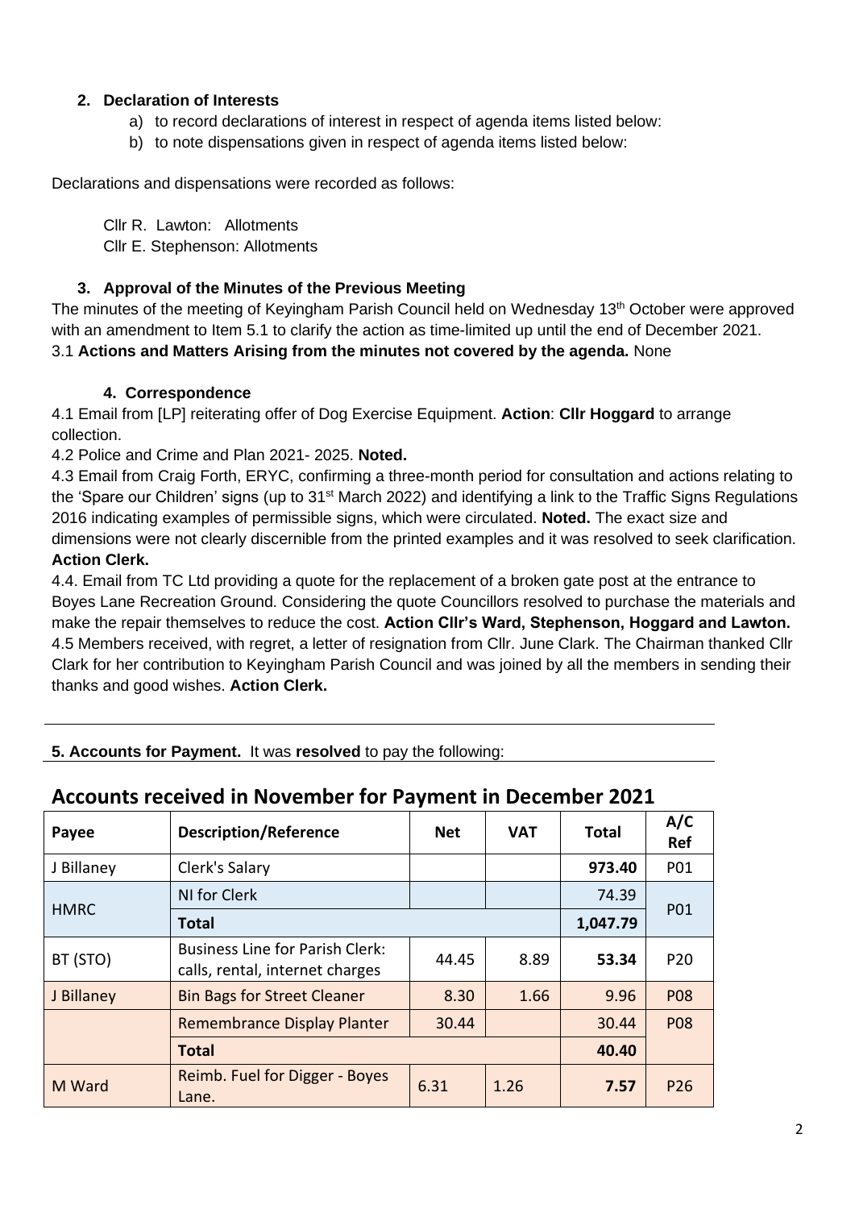2. **Declaration of Interests**
    a) to record declarations of interest in respect of agenda items listed below:
    b) to note dispensations given in respect of agenda items listed below:

Declarations and dispensations were recorded as follows:

Cllr R. Lawton: Allotments
Cllr E. Stephenson: Allotments

3. **Approval of the Minutes of the Previous Meeting**

The minutes of the meeting of Keyingham Parish Council held on Wednesday 13th October were approved with an amendment to Item 5.1 to clarify the action as time-limited up until the end of December 2021.

3.1 **Actions and Matters Arising from the minutes not covered by the agenda.** None

4. **Correspondence**

4.1 Email from [LP] reiterating offer of Dog Exercise Equipment. **Action**: **Cllr Hoggard** to arrange collection.

4.2 Police and Crime and Plan 2021- 2025. **Noted.**

4.3 Email from Craig Forth, ERYC, confirming a three-month period for consultation and actions relating to the 'Spare our Children' signs (up to 31st March 2022) and identifying a link to the Traffic Signs Regulations 2016 indicating examples of permissible signs, which were circulated. **Noted.** The exact size and dimensions were not clearly discernible from the printed examples and it was resolved to seek clarification. **Action Clerk.**

4.4. Email from TC Ltd providing a quote for the replacement of a broken gate post at the entrance to Boyes Lane Recreation Ground. Considering the quote Councillors resolved to purchase the materials and make the repair themselves to reduce the cost. **Action Cllr's Ward, Stephenson, Hoggard and Lawton.**

4.5 Members received, with regret, a letter of resignation from Cllr. June Clark. The Chairman thanked Cllr Clark for her contribution to Keyingham Parish Council and was joined by all the members in sending their thanks and good wishes. **Action Clerk.**

---

**5. Accounts for Payment.** It was **resolved** to pay the following:

## Accounts received in November for Payment in December 2021

| Payee | Description/Reference | Net | VAT | Total | A/C Ref |
|---|---|---|---|---|---|
| J Billaney | Clerk's Salary | | | **973.40** | P01 |
| HMRC | NI for Clerk | | | 74.39 | P01 |
| | **Total** | | | **1,047.79** | |
| BT (STO) | Business Line for Parish Clerk: calls, rental, internet charges | 44.45 | 8.89 | **53.34** | P20 |
| J Billaney | Bin Bags for Street Cleaner | 8.30 | 1.66 | 9.96 | P08 |
| | Remembrance Display Planter | 30.44 | | 30.44 | P08 |
| | **Total** | | | **40.40** | |
| M Ward | Reimb. Fuel for Digger - Boyes Lane. | 6.31 | 1.26 | **7.57** | P26 |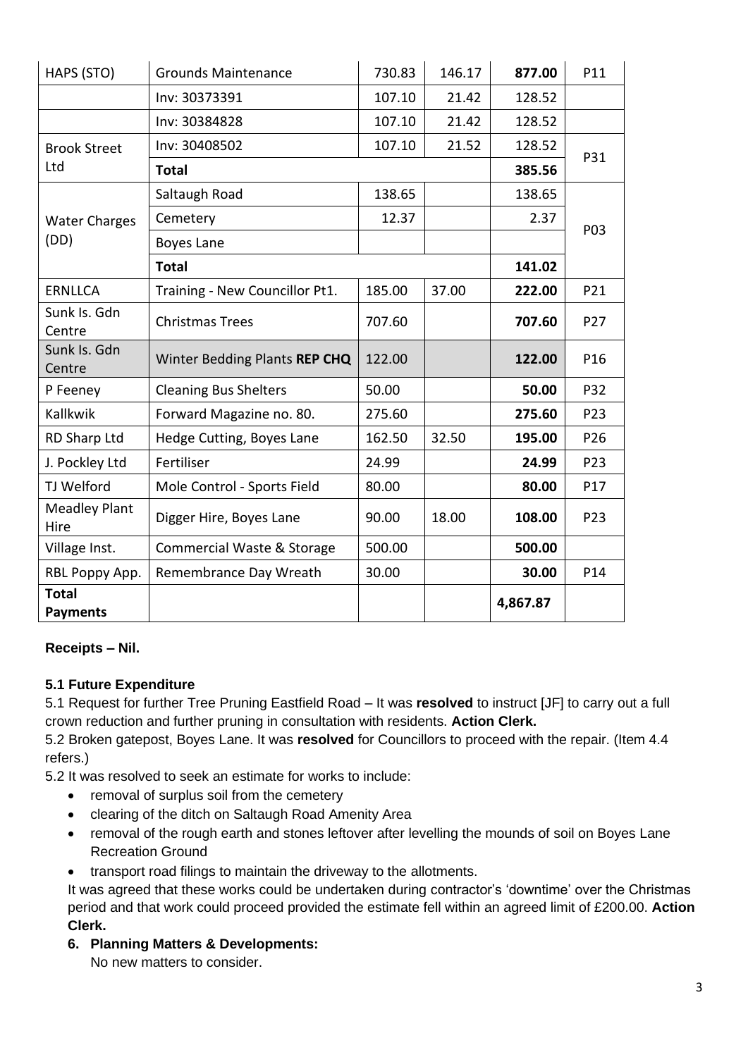| HAPS (STO) | Grounds Maintenance | 730.83 | 146.17 | **877.00** | P11 |
|---|---|---|---|---|---|
| | Inv: 30373391 | 107.10 | 21.42 | 128.52 | |
| | Inv: 30384828 | 107.10 | 21.42 | 128.52 | |
| Brook Street Ltd | Inv: 30408502 | 107.10 | 21.52 | 128.52 | P31 |
| | **Total** | | | **385.56** | |
| Water Charges (DD) | Saltaugh Road | 138.65 | | 138.65 | P03 |
| | Cemetery | 12.37 | | 2.37 | |
| | Boyes Lane | | | | |
| | **Total** | | | **141.02** | |
| ERNLLCA | Training - New Councillor Pt1. | 185.00 | 37.00 | **222.00** | P21 |
| Sunk Is. Gdn Centre | Christmas Trees | 707.60 | | **707.60** | P27 |
| Sunk Is. Gdn Centre | Winter Bedding Plants **REP CHQ** | 122.00 | | **122.00** | P16 |
| P Feeney | Cleaning Bus Shelters | 50.00 | | **50.00** | P32 |
| Kallkwik | Forward Magazine no. 80. | 275.60 | | **275.60** | P23 |
| RD Sharp Ltd | Hedge Cutting, Boyes Lane | 162.50 | 32.50 | **195.00** | P26 |
| J. Pockley Ltd | Fertiliser | 24.99 | | **24.99** | P23 |
| TJ Welford | Mole Control - Sports Field | 80.00 | | **80.00** | P17 |
| Meadley Plant Hire | Digger Hire, Boyes Lane | 90.00 | 18.00 | **108.00** | P23 |
| Village Inst. | Commercial Waste & Storage | 500.00 | | **500.00** | |
| RBL Poppy App. | Remembrance Day Wreath | 30.00 | | **30.00** | P14 |
| **Total Payments** | | | | **4,867.87** | |

**Receipts – Nil.**

**5.1 Future Expenditure**

5.1 Request for further Tree Pruning Eastfield Road – It was **resolved** to instruct [JF] to carry out a full crown reduction and further pruning in consultation with residents. **Action Clerk.**

5.2 Broken gatepost, Boyes Lane. It was **resolved** for Councillors to proceed with the repair. (Item 4.4 refers.)

5.2 It was resolved to seek an estimate for works to include:

- removal of surplus soil from the cemetery
- clearing of the ditch on Saltaugh Road Amenity Area
- removal of the rough earth and stones leftover after levelling the mounds of soil on Boyes Lane Recreation Ground
- transport road filings to maintain the driveway to the allotments.

It was agreed that these works could be undertaken during contractor's 'downtime' over the Christmas period and that work could proceed provided the estimate fell within an agreed limit of £200.00. **Action Clerk.**

**6. Planning Matters & Developments:**

No new matters to consider.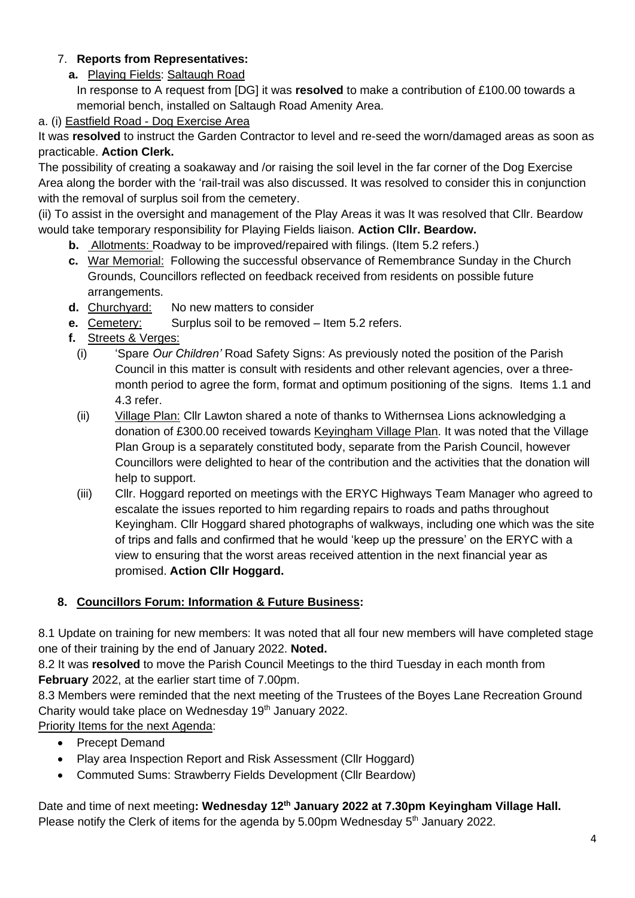7. **Reports from Representatives:**
   **a.** Playing Fields: Saltaugh Road
   In response to A request from [DG] it was **resolved** to make a contribution of £100.00 towards a memorial bench, installed on Saltaugh Road Amenity Area.

a. (i) Eastfield Road - Dog Exercise Area

It was **resolved** to instruct the Garden Contractor to level and re-seed the worn/damaged areas as soon as practicable. **Action Clerk.**

The possibility of creating a soakaway and /or raising the soil level in the far corner of the Dog Exercise Area along the border with the 'rail-trail was also discussed. It was resolved to consider this in conjunction with the removal of surplus soil from the cemetery.

(ii) To assist in the oversight and management of the Play Areas it was It was resolved that Cllr. Beardow would take temporary responsibility for Playing Fields liaison. **Action Cllr. Beardow.**

   **b.** Allotments: Roadway to be improved/repaired with filings. (Item 5.2 refers.)
   **c.** War Memorial: Following the successful observance of Remembrance Sunday in the Church Grounds, Councillors reflected on feedback received from residents on possible future arrangements.
   **d.** Churchyard: No new matters to consider
   **e.** Cemetery: Surplus soil to be removed – Item 5.2 refers.
   **f.** Streets & Verges:
      (i) 'Spare *Our Children'* Road Safety Signs: As previously noted the position of the Parish Council in this matter is consult with residents and other relevant agencies, over a three-month period to agree the form, format and optimum positioning of the signs. Items 1.1 and 4.3 refer.
      (ii) Village Plan: Cllr Lawton shared a note of thanks to Withernsea Lions acknowledging a donation of £300.00 received towards Keyingham Village Plan. It was noted that the Village Plan Group is a separately constituted body, separate from the Parish Council, however Councillors were delighted to hear of the contribution and the activities that the donation will help to support.
      (iii) Cllr. Hoggard reported on meetings with the ERYC Highways Team Manager who agreed to escalate the issues reported to him regarding repairs to roads and paths throughout Keyingham. Cllr Hoggard shared photographs of walkways, including one which was the site of trips and falls and confirmed that he would 'keep up the pressure' on the ERYC with a view to ensuring that the worst areas received attention in the next financial year as promised. **Action Cllr Hoggard.**

8. **Councillors Forum: Information & Future Business:**

8.1 Update on training for new members: It was noted that all four new members will have completed stage one of their training by the end of January 2022. **Noted.**

8.2 It was **resolved** to move the Parish Council Meetings to the third Tuesday in each month from **February** 2022, at the earlier start time of 7.00pm.

8.3 Members were reminded that the next meeting of the Trustees of the Boyes Lane Recreation Ground Charity would take place on Wednesday 19th January 2022.

Priority Items for the next Agenda:

- Precept Demand
- Play area Inspection Report and Risk Assessment (Cllr Hoggard)
- Commuted Sums: Strawberry Fields Development (Cllr Beardow)

Date and time of next meeting**: Wednesday 12th January 2022 at 7.30pm Keyingham Village Hall.**
Please notify the Clerk of items for the agenda by 5.00pm Wednesday 5th January 2022.